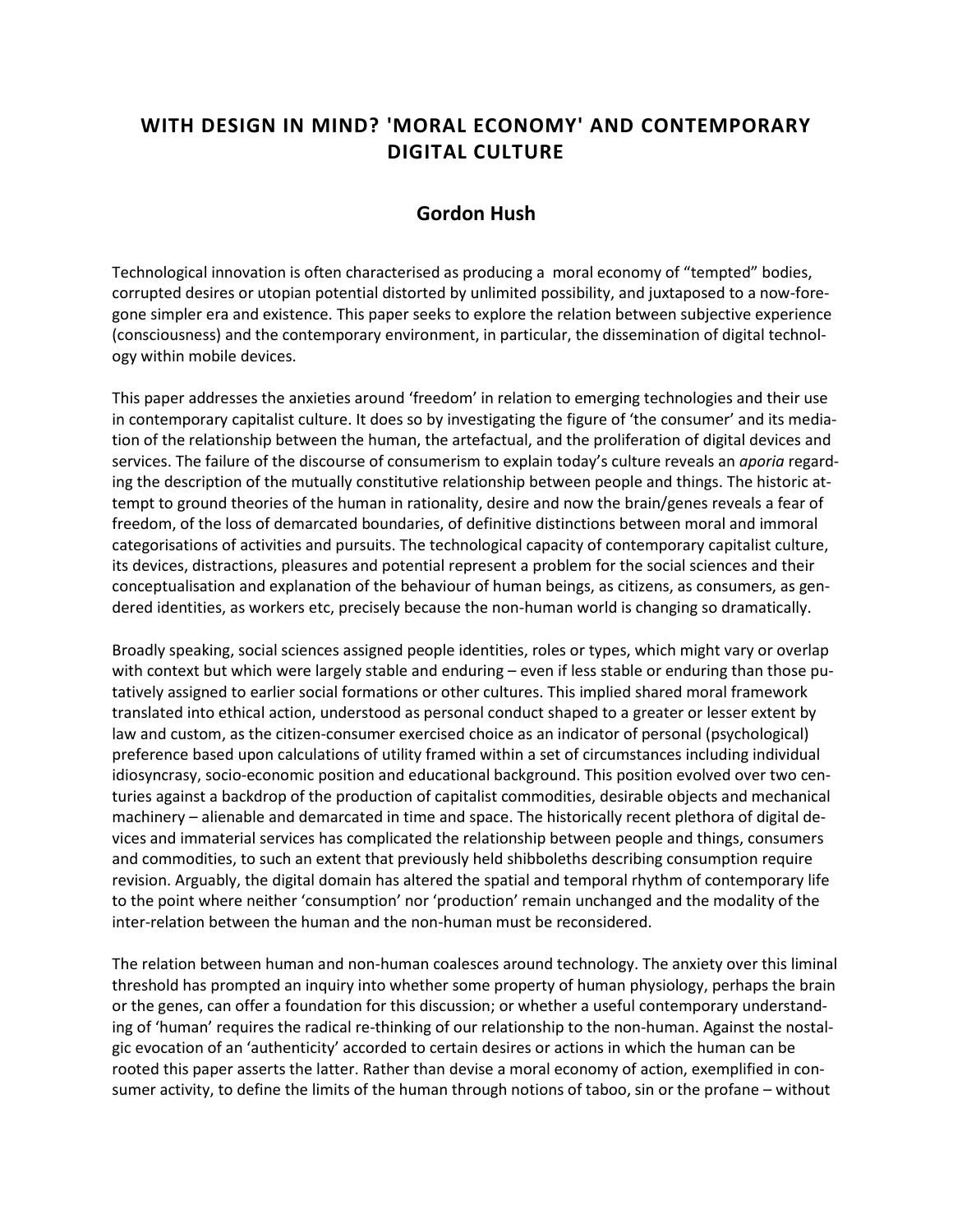# WITH DESIGN IN MIND? 'MORAL ECONOMY' AND CONTEMPORARY DIGITAL CULTURE

## Gordon Hush

Technological innovation is often characterised as producing a moral economy of "tempted" bodies, corrupted desires or utopian potential distorted by unlimited possibility, and juxtaposed to a now-foregone simpler era and existence. This paper seeks to explore the relation between subjective experience (consciousness) and the contemporary environment, in particular, the dissemination of digital technology within mobile devices.

This paper addresses the anxieties around 'freedom' in relation to emerging technologies and their use in contemporary capitalist culture. It does so by investigating the figure of 'the consumer' and its mediation of the relationship between the human, the artefactual, and the proliferation of digital devices and services. The failure of the discourse of consumerism to explain today's culture reveals an *aporia* regarding the description of the mutually constitutive relationship between people and things. The historic attempt to ground theories of the human in rationality, desire and now the brain/genes reveals a fear of freedom, of the loss of demarcated boundaries, of definitive distinctions between moral and immoral categorisations of activities and pursuits. The technological capacity of contemporary capitalist culture, its devices, distractions, pleasures and potential represent a problem for the social sciences and their conceptualisation and explanation of the behaviour of human beings, as citizens, as consumers, as gendered identities, as workers etc, precisely because the non-human world is changing so dramatically.

Broadly speaking, social sciences assigned people identities, roles or types, which might vary or overlap with context but which were largely stable and enduring – even if less stable or enduring than those putatively assigned to earlier social formations or other cultures. This implied shared moral framework translated into ethical action, understood as personal conduct shaped to a greater or lesser extent by law and custom, as the citizen-consumer exercised choice as an indicator of personal (psychological) preference based upon calculations of utility framed within a set of circumstances including individual idiosyncrasy, socio-economic position and educational background. This position evolved over two centuries against a backdrop of the production of capitalist commodities, desirable objects and mechanical machinery – alienable and demarcated in time and space. The historically recent plethora of digital devices and immaterial services has complicated the relationship between people and things, consumers and commodities, to such an extent that previously held shibboleths describing consumption require revision. Arguably, the digital domain has altered the spatial and temporal rhythm of contemporary life to the point where neither 'consumption' nor 'production' remain unchanged and the modality of the inter-relation between the human and the non-human must be reconsidered.

The relation between human and non-human coalesces around technology. The anxiety over this liminal threshold has prompted an inquiry into whether some property of human physiology, perhaps the brain or the genes, can offer a foundation for this discussion; or whether a useful contemporary understanding of 'human' requires the radical re-thinking of our relationship to the non-human. Against the nostalgic evocation of an 'authenticity' accorded to certain desires or actions in which the human can be rooted this paper asserts the latter. Rather than devise a moral economy of action, exemplified in consumer activity, to define the limits of the human through notions of taboo, sin or the profane – without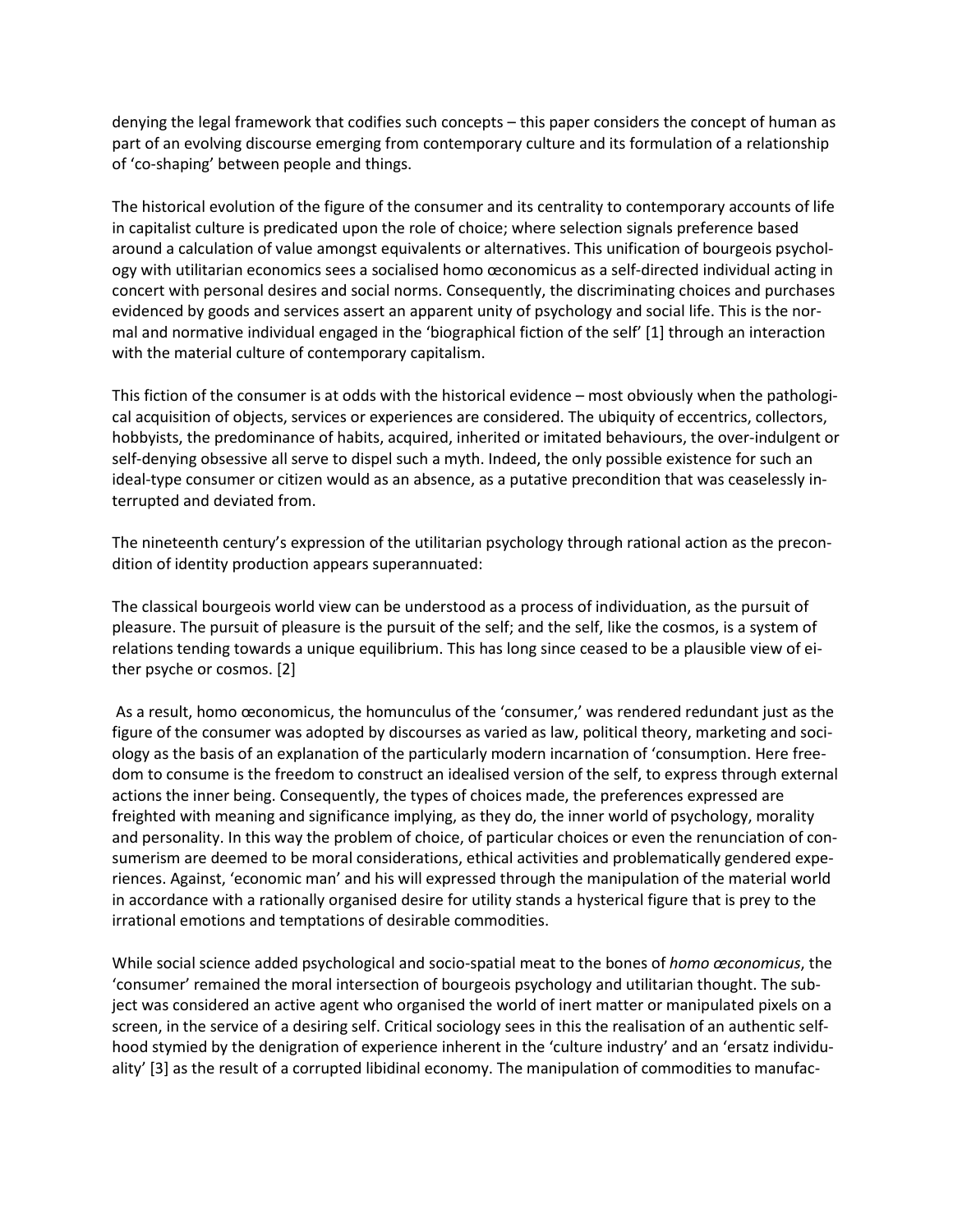denying the legal framework that codifies such concepts – this paper considers the concept of human as part of an evolving discourse emerging from contemporary culture and its formulation of a relationship of 'co-shaping' between people and things.

The historical evolution of the figure of the consumer and its centrality to contemporary accounts of life in capitalist culture is predicated upon the role of choice; where selection signals preference based around a calculation of value amongst equivalents or alternatives. This unification of bourgeois psychology with utilitarian economics sees a socialised homo œconomicus as a self-directed individual acting in concert with personal desires and social norms. Consequently, the discriminating choices and purchases evidenced by goods and services assert an apparent unity of psychology and social life. This is the normal and normative individual engaged in the 'biographical fiction of the self' [1] through an interaction with the material culture of contemporary capitalism.

This fiction of the consumer is at odds with the historical evidence – most obviously when the pathological acquisition of objects, services or experiences are considered. The ubiquity of eccentrics, collectors, hobbyists, the predominance of habits, acquired, inherited or imitated behaviours, the over-indulgent or self-denying obsessive all serve to dispel such a myth. Indeed, the only possible existence for such an ideal-type consumer or citizen would as an absence, as a putative precondition that was ceaselessly interrupted and deviated from.

The nineteenth century's expression of the utilitarian psychology through rational action as the precondition of identity production appears superannuated:

The classical bourgeois world view can be understood as a process of individuation, as the pursuit of pleasure. The pursuit of pleasure is the pursuit of the self; and the self, like the cosmos, is a system of relations tending towards a unique equilibrium. This has long since ceased to be a plausible view of either psyche or cosmos. [2]

As a result, homo œconomicus, the homunculus of the 'consumer,' was rendered redundant just as the figure of the consumer was adopted by discourses as varied as law, political theory, marketing and sociology as the basis of an explanation of the particularly modern incarnation of 'consumption. Here freedom to consume is the freedom to construct an idealised version of the self, to express through external actions the inner being. Consequently, the types of choices made, the preferences expressed are freighted with meaning and significance implying, as they do, the inner world of psychology, morality and personality. In this way the problem of choice, of particular choices or even the renunciation of consumerism are deemed to be moral considerations, ethical activities and problematically gendered experiences. Against, 'economic man' and his will expressed through the manipulation of the material world in accordance with a rationally organised desire for utility stands a hysterical figure that is prey to the irrational emotions and temptations of desirable commodities.

While social science added psychological and socio-spatial meat to the bones of *homo œconomicus*, the 'consumer' remained the moral intersection of bourgeois psychology and utilitarian thought. The subject was considered an active agent who organised the world of inert matter or manipulated pixels on a screen, in the service of a desiring self. Critical sociology sees in this the realisation of an authentic selfhood stymied by the denigration of experience inherent in the 'culture industry' and an 'ersatz individuality' [3] as the result of a corrupted libidinal economy. The manipulation of commodities to manufac-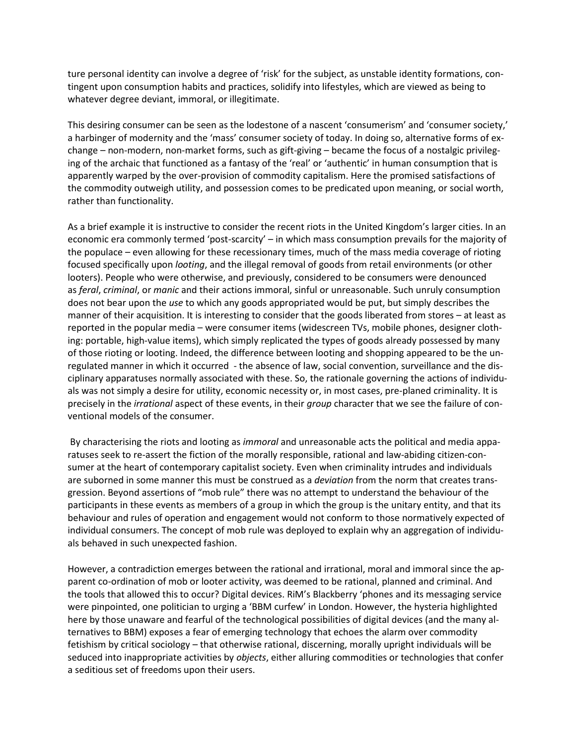ture personal identity can involve a degree of 'risk' for the subject, as unstable identity formations, contingent upon consumption habits and practices, solidify into lifestyles, which are viewed as being to whatever degree deviant, immoral, or illegitimate.

This desiring consumer can be seen as the lodestone of a nascent 'consumerism' and 'consumer society,' a harbinger of modernity and the 'mass' consumer society of today. In doing so, alternative forms of exchange – non-modern, non-market forms, such as gift-giving – became the focus of a nostalgic privileging of the archaic that functioned as a fantasy of the 'real' or 'authentic' in human consumption that is apparently warped by the over-provision of commodity capitalism. Here the promised satisfactions of the commodity outweigh utility, and possession comes to be predicated upon meaning, or social worth, rather than functionality.

As a brief example it is instructive to consider the recent riots in the United Kingdom's larger cities. In an economic era commonly termed 'post-scarcity' – in which mass consumption prevails for the majority of the populace – even allowing for these recessionary times, much of the mass media coverage of rioting focused specifically upon *looting*, and the illegal removal of goods from retail environments (or other looters). People who were otherwise, and previously, considered to be consumers were denounced as *feral*, *criminal*, or *manic* and their actions immoral, sinful or unreasonable. Such unruly consumption does not bear upon the *use* to which any goods appropriated would be put, but simply describes the manner of their acquisition. It is interesting to consider that the goods liberated from stores – at least as reported in the popular media – were consumer items (widescreen TVs, mobile phones, designer clothing: portable, high-value items), which simply replicated the types of goods already possessed by many of those rioting or looting. Indeed, the difference between looting and shopping appeared to be the unregulated manner in which it occurred - the absence of law, social convention, surveillance and the disciplinary apparatuses normally associated with these. So, the rationale governing the actions of individuals was not simply a desire for utility, economic necessity or, in most cases, pre-planed criminality. It is precisely in the *irrational* aspect of these events, in their *group* character that we see the failure of conventional models of the consumer.

By characterising the riots and looting as *immoral* and unreasonable acts the political and media apparatuses seek to re-assert the fiction of the morally responsible, rational and law-abiding citizen-consumer at the heart of contemporary capitalist society. Even when criminality intrudes and individuals are suborned in some manner this must be construed as a *deviation* from the norm that creates transgression. Beyond assertions of "mob rule" there was no attempt to understand the behaviour of the participants in these events as members of a group in which the group is the unitary entity, and that its behaviour and rules of operation and engagement would not conform to those normatively expected of individual consumers. The concept of mob rule was deployed to explain why an aggregation of individuals behaved in such unexpected fashion.

However, a contradiction emerges between the rational and irrational, moral and immoral since the apparent co-ordination of mob or looter activity, was deemed to be rational, planned and criminal. And the tools that allowed this to occur? Digital devices. RiM's Blackberry 'phones and its messaging service were pinpointed, one politician to urging a 'BBM curfew' in London. However, the hysteria highlighted here by those unaware and fearful of the technological possibilities of digital devices (and the many alternatives to BBM) exposes a fear of emerging technology that echoes the alarm over commodity fetishism by critical sociology – that otherwise rational, discerning, morally upright individuals will be seduced into inappropriate activities by *objects*, either alluring commodities or technologies that confer a seditious set of freedoms upon their users.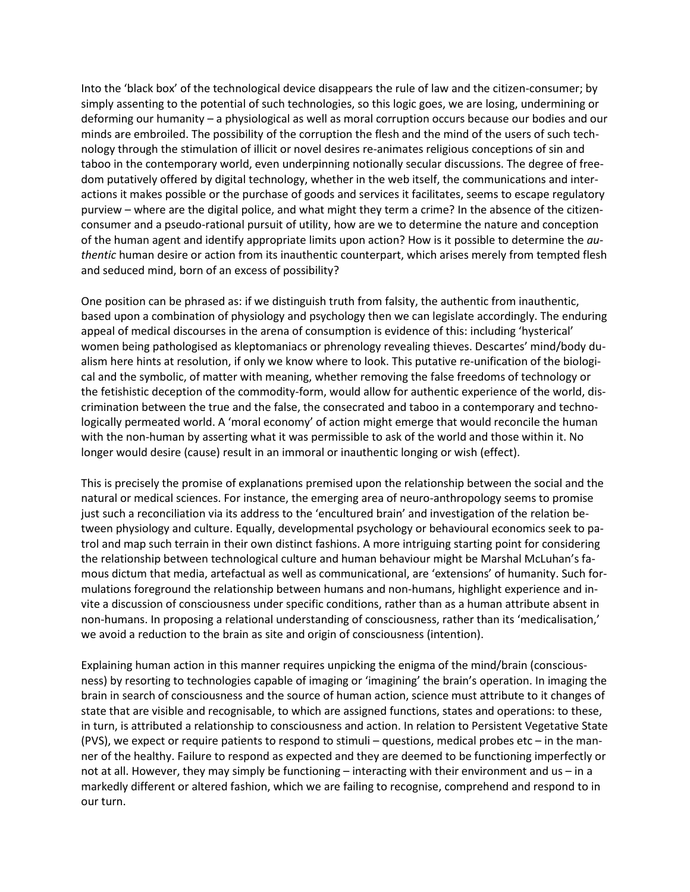Into the 'black box' of the technological device disappears the rule of law and the citizen-consumer; by simply assenting to the potential of such technologies, so this logic goes, we are losing, undermining or deforming our humanity – a physiological as well as moral corruption occurs because our bodies and our minds are embroiled. The possibility of the corruption the flesh and the mind of the users of such technology through the stimulation of illicit or novel desires re-animates religious conceptions of sin and taboo in the contemporary world, even underpinning notionally secular discussions. The degree of freedom putatively offered by digital technology, whether in the web itself, the communications and interactions it makes possible or the purchase of goods and services it facilitates, seems to escape regulatory purview – where are the digital police, and what might they term a crime? In the absence of the citizen-consumer and a pseudo-rational pursuit of utility, how are we to determine the nature and conception of the human agent and identify appropriate limits upon action? How is it possible to determine the *authentic* human desire or action from its inauthentic counterpart, which arises merely from tempted flesh and seduced mind, born of an excess of possibility?

One position can be phrased as: if we distinguish truth from falsity, the authentic from inauthentic, based upon a combination of physiology and psychology then we can legislate accordingly. The enduring appeal of medical discourses in the arena of consumption is evidence of this: including 'hysterical' women being pathologised as kleptomaniacs or phrenology revealing thieves. Descartes' mind/body dualism here hints at resolution, if only we know where to look. This putative re-unification of the biological and the symbolic, of matter with meaning, whether removing the false freedoms of technology or the fetishistic deception of the commodity-form, would allow for authentic experience of the world, discrimination between the true and the false, the consecrated and taboo in a contemporary and technologically permeated world. A 'moral economy' of action might emerge that would reconcile the human with the non-human by asserting what it was permissible to ask of the world and those within it. No longer would desire (cause) result in an immoral or inauthentic longing or wish (effect).

This is precisely the promise of explanations premised upon the relationship between the social and the natural or medical sciences. For instance, the emerging area of neuro-anthropology seems to promise just such a reconciliation via its address to the 'encultured brain' and investigation of the relation between physiology and culture. Equally, developmental psychology or behavioural economics seek to patrol and map such terrain in their own distinct fashions. A more intriguing starting point for considering the relationship between technological culture and human behaviour might be Marshal McLuhan's famous dictum that media, artefactual as well as communicational, are 'extensions' of humanity. Such formulations foreground the relationship between humans and non-humans, highlight experience and invite a discussion of consciousness under specific conditions, rather than as a human attribute absent in non-humans. In proposing a relational understanding of consciousness, rather than its 'medicalisation,' we avoid a reduction to the brain as site and origin of consciousness (intention).

Explaining human action in this manner requires unpicking the enigma of the mind/brain (consciousness) by resorting to technologies capable of imaging or 'imagining' the brain's operation. In imaging the brain in search of consciousness and the source of human action, science must attribute to it changes of state that are visible and recognisable, to which are assigned functions, states and operations: to these, in turn, is attributed a relationship to consciousness and action. In relation to Persistent Vegetative State (PVS), we expect or require patients to respond to stimuli – questions, medical probes etc – in the manner of the healthy. Failure to respond as expected and they are deemed to be functioning imperfectly or not at all. However, they may simply be functioning – interacting with their environment and us – in a markedly different or altered fashion, which we are failing to recognise, comprehend and respond to in our turn.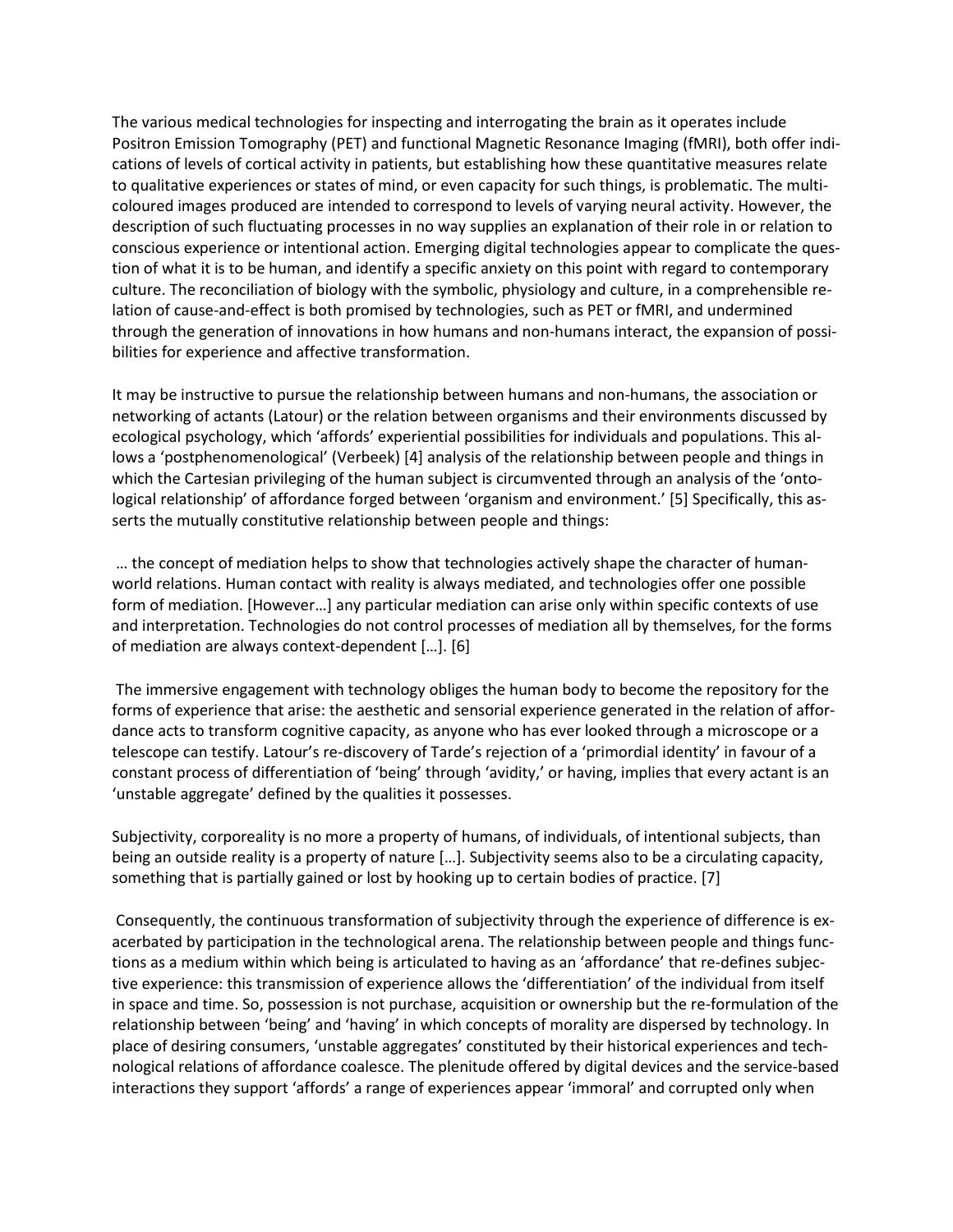The various medical technologies for inspecting and interrogating the brain as it operates include Positron Emission Tomography (PET) and functional Magnetic Resonance Imaging (fMRI), both offer indications of levels of cortical activity in patients, but establishing how these quantitative measures relate to qualitative experiences or states of mind, or even capacity for such things, is problematic. The multi-coloured images produced are intended to correspond to levels of varying neural activity. However, the description of such fluctuating processes in no way supplies an explanation of their role in or relation to conscious experience or intentional action. Emerging digital technologies appear to complicate the question of what it is to be human, and identify a specific anxiety on this point with regard to contemporary culture. The reconciliation of biology with the symbolic, physiology and culture, in a comprehensible relation of cause-and-effect is both promised by technologies, such as PET or fMRI, and undermined through the generation of innovations in how humans and non-humans interact, the expansion of possibilities for experience and affective transformation.

It may be instructive to pursue the relationship between humans and non-humans, the association or networking of actants (Latour) or the relation between organisms and their environments discussed by ecological psychology, which 'affords' experiential possibilities for individuals and populations. This allows a 'postphenomenological' (Verbeek) [4] analysis of the relationship between people and things in which the Cartesian privileging of the human subject is circumvented through an analysis of the 'ontological relationship' of affordance forged between 'organism and environment.' [5] Specifically, this asserts the mutually constitutive relationship between people and things:

> … the concept of mediation helps to show that technologies actively shape the character of human-world relations. Human contact with reality is always mediated, and technologies offer one possible form of mediation. [However…] any particular mediation can arise only within specific contexts of use and interpretation. Technologies do not control processes of mediation all by themselves, for the forms of mediation are always context-dependent […]. [6]

The immersive engagement with technology obliges the human body to become the repository for the forms of experience that arise: the aesthetic and sensorial experience generated in the relation of affordance acts to transform cognitive capacity, as anyone who has ever looked through a microscope or a telescope can testify. Latour's re-discovery of Tarde's rejection of a 'primordial identity' in favour of a constant process of differentiation of 'being' through 'avidity,' or having, implies that every actant is an 'unstable aggregate' defined by the qualities it possesses.

> Subjectivity, corporeality is no more a property of humans, of individuals, of intentional subjects, than being an outside reality is a property of nature […]. Subjectivity seems also to be a circulating capacity, something that is partially gained or lost by hooking up to certain bodies of practice. [7]

Consequently, the continuous transformation of subjectivity through the experience of difference is exacerbated by participation in the technological arena. The relationship between people and things functions as a medium within which being is articulated to having as an 'affordance' that re-defines subjective experience: this transmission of experience allows the 'differentiation' of the individual from itself in space and time. So, possession is not purchase, acquisition or ownership but the re-formulation of the relationship between 'being' and 'having' in which concepts of morality are dispersed by technology. In place of desiring consumers, 'unstable aggregates' constituted by their historical experiences and technological relations of affordance coalesce. The plenitude offered by digital devices and the service-based interactions they support 'affords' a range of experiences appear 'immoral' and corrupted only when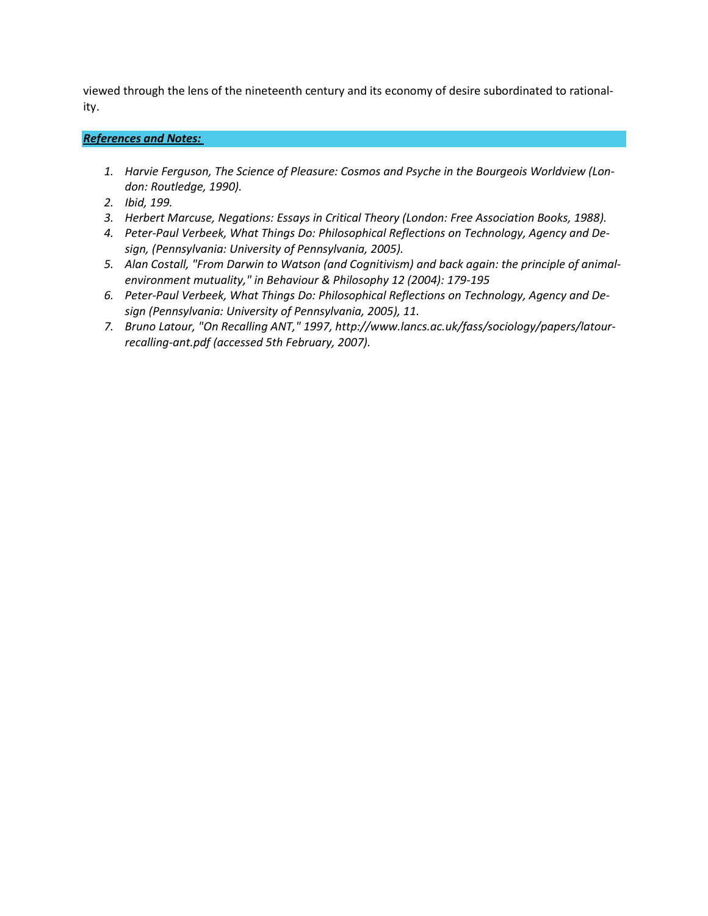viewed through the lens of the nineteenth century and its economy of desire subordinated to rationality.

***References and Notes:***

1. *Harvie Ferguson, The Science of Pleasure: Cosmos and Psyche in the Bourgeois Worldview (London: Routledge, 1990).*
2. *Ibid, 199.*
3. *Herbert Marcuse, Negations: Essays in Critical Theory (London: Free Association Books, 1988).*
4. *Peter-Paul Verbeek, What Things Do: Philosophical Reflections on Technology, Agency and Design, (Pennsylvania: University of Pennsylvania, 2005).*
5. *Alan Costall, "From Darwin to Watson (and Cognitivism) and back again: the principle of animal-environment mutuality," in Behaviour & Philosophy 12 (2004): 179-195*
6. *Peter-Paul Verbeek, What Things Do: Philosophical Reflections on Technology, Agency and Design (Pennsylvania: University of Pennsylvania, 2005), 11.*
7. *Bruno Latour, "On Recalling ANT," 1997, http://www.lancs.ac.uk/fass/sociology/papers/latour-recalling-ant.pdf (accessed 5th February, 2007).*